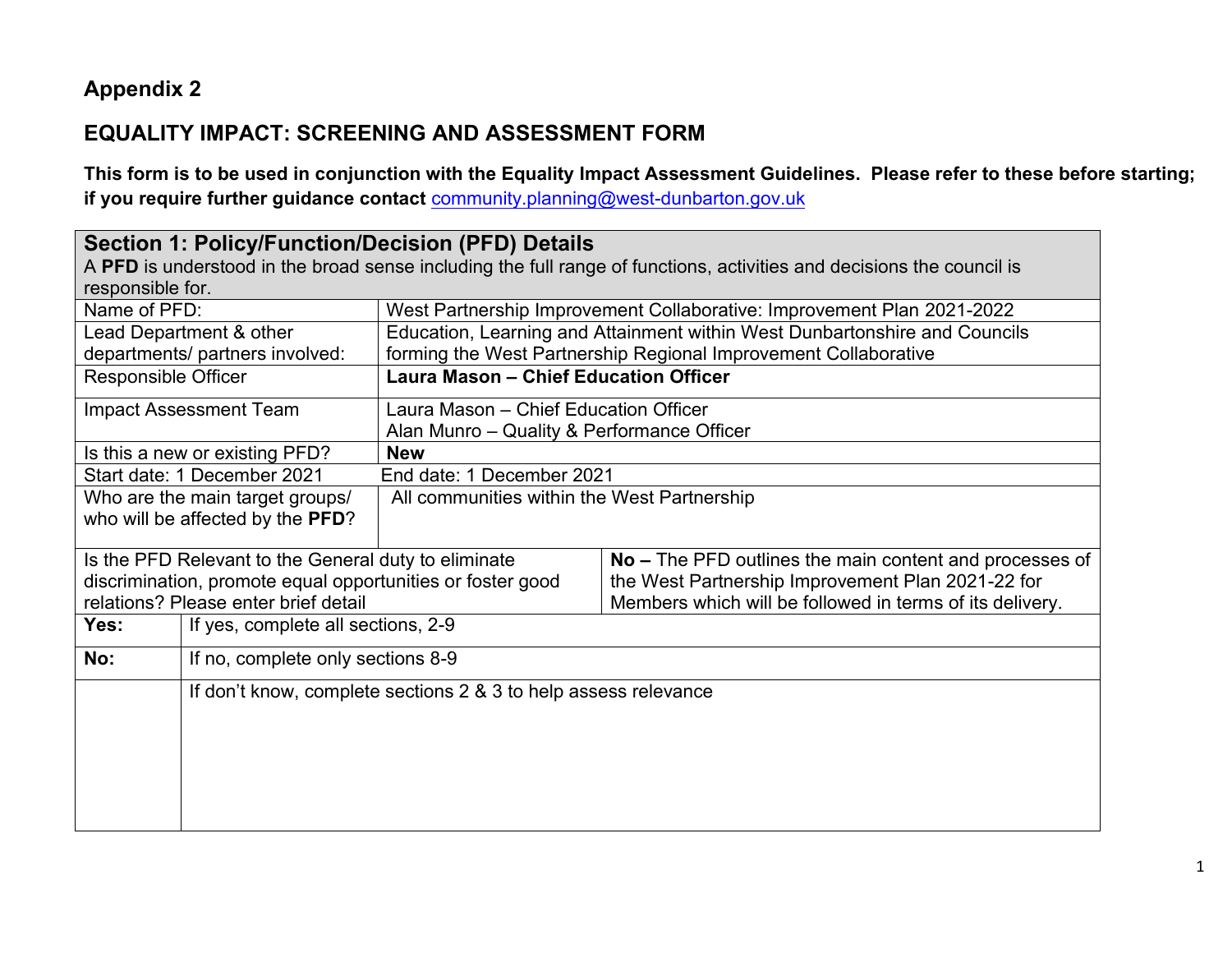# Appendix 2

## EQUALITY IMPACT: SCREENING AND ASSESSMENT FORM

**This form is to be used in conjunction with the Equality Impact Assessment Guidelines. Please refer to these before starting; if you require further guidance contact** community.planning@west-dunbarton.gov.uk

| **Section 1: Policy/Function/Decision (PFD) Details**<br>A **PFD** is understood in the broad sense including the full range of functions, activities and decisions the council is responsible for. | |
|---|---|
| Name of PFD: | West Partnership Improvement Collaborative: Improvement Plan 2021-2022 |
| Lead Department & other departments/ partners involved: | Education, Learning and Attainment within West Dunbartonshire and Councils forming the West Partnership Regional Improvement Collaborative |
| Responsible Officer | **Laura Mason – Chief Education Officer** |
| Impact Assessment Team | Laura Mason – Chief Education Officer<br>Alan Munro – Quality & Performance Officer |
| Is this a new or existing PFD? | **New** |
| Start date: 1 December 2021 | End date: 1 December 2021 |
| Who are the main target groups/ who will be affected by the **PFD**? | All communities within the West Partnership |
| Is the PFD Relevant to the General duty to eliminate discrimination, promote equal opportunities or foster good relations? Please enter brief detail | **No –** The PFD outlines the main content and processes of the West Partnership Improvement Plan 2021-22 for Members which will be followed in terms of its delivery. |
| **Yes:** | If yes, complete all sections, 2-9 |
| **No:** | If no, complete only sections 8-9 |
| | If don't know, complete sections 2 & 3 to help assess relevance |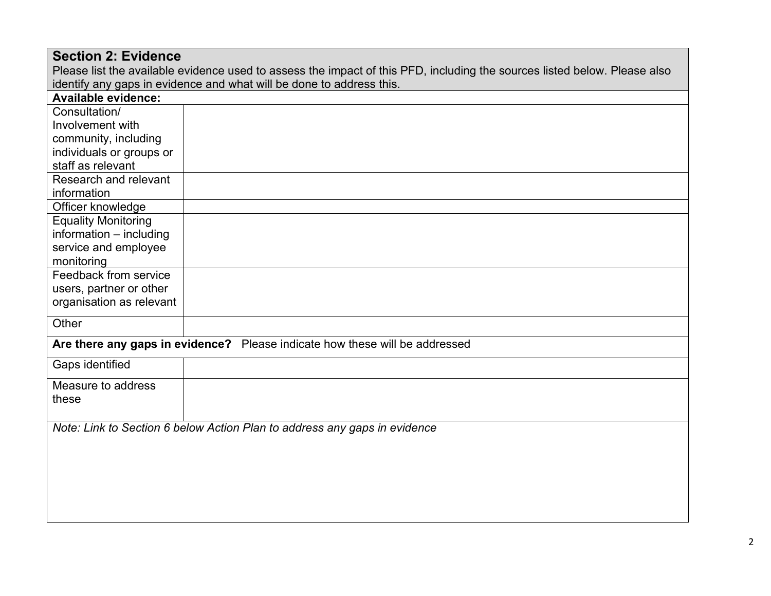## Section 2: Evidence

Please list the available evidence used to assess the impact of this PFD, including the sources listed below. Please also identify any gaps in evidence and what will be done to address this.

| **Available evidence:** | |
|---|---|
| Consultation/ Involvement with community, including individuals or groups or staff as relevant | |
| Research and relevant information | |
| Officer knowledge | |
| Equality Monitoring information – including service and employee monitoring | |
| Feedback from service users, partner or other organisation as relevant | |
| Other | |
| **Are there any gaps in evidence?** Please indicate how these will be addressed | |
| Gaps identified | |
| Measure to address these | |

*Note: Link to Section 6 below Action Plan to address any gaps in evidence*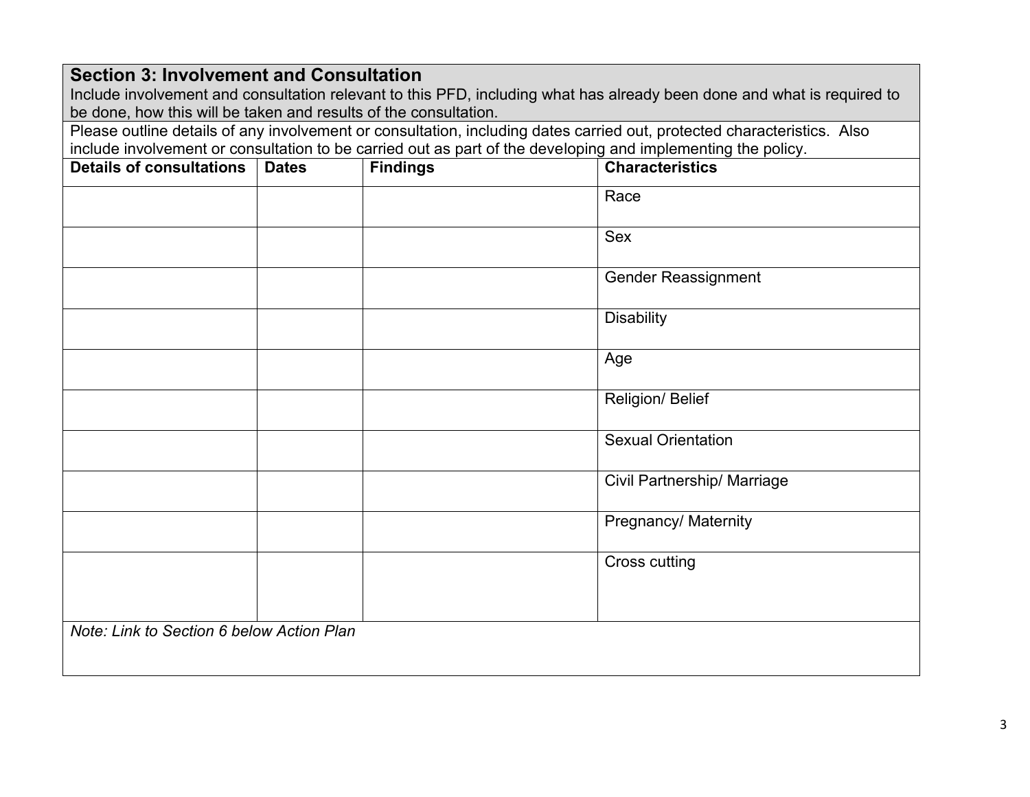### Section 3: Involvement and Consultation

Include involvement and consultation relevant to this PFD, including what has already been done and what is required to be done, how this will be taken and results of the consultation.

Please outline details of any involvement or consultation, including dates carried out, protected characteristics. Also include involvement or consultation to be carried out as part of the developing and implementing the policy.

| Details of consultations | Dates | Findings | Characteristics |
|---|---|---|---|
| | | | Race |
| | | | Sex |
| | | | Gender Reassignment |
| | | | Disability |
| | | | Age |
| | | | Religion/ Belief |
| | | | Sexual Orientation |
| | | | Civil Partnership/ Marriage |
| | | | Pregnancy/ Maternity |
| | | | Cross cutting |

*Note: Link to Section 6 below Action Plan*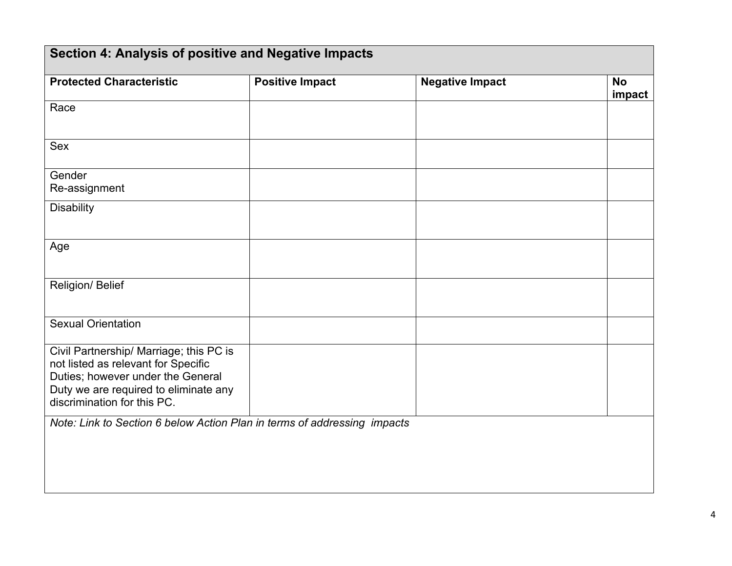## Section 4: Analysis of positive and Negative Impacts

| Protected Characteristic | Positive Impact | Negative Impact | No impact |
|---|---|---|---|
| Race | | | |
| Sex | | | |
| Gender Re-assignment | | | |
| Disability | | | |
| Age | | | |
| Religion/ Belief | | | |
| Sexual Orientation | | | |
| Civil Partnership/ Marriage; this PC is not listed as relevant for Specific Duties; however under the General Duty we are required to eliminate any discrimination for this PC. | | | |

*Note: Link to Section 6 below Action Plan in terms of addressing impacts*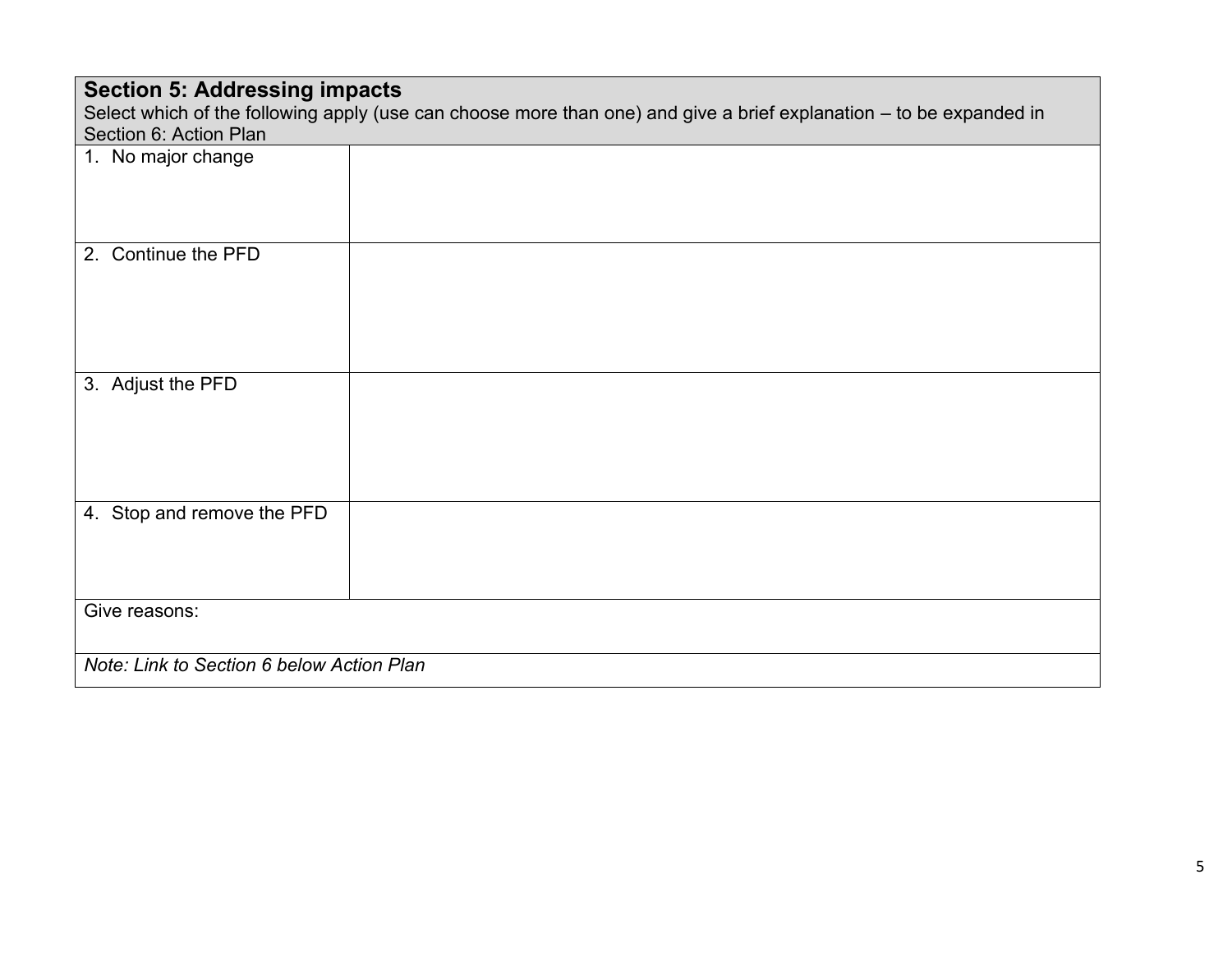| **Section 5: Addressing impacts**<br>Select which of the following apply (use can choose more than one) and give a brief explanation – to be expanded in Section 6: Action Plan | |
|---|---|
| 1. No major change | |
| 2. Continue the PFD | |
| 3. Adjust the PFD | |
| 4. Stop and remove the PFD | |
| Give reasons: | |
| *Note: Link to Section 6 below Action Plan* | |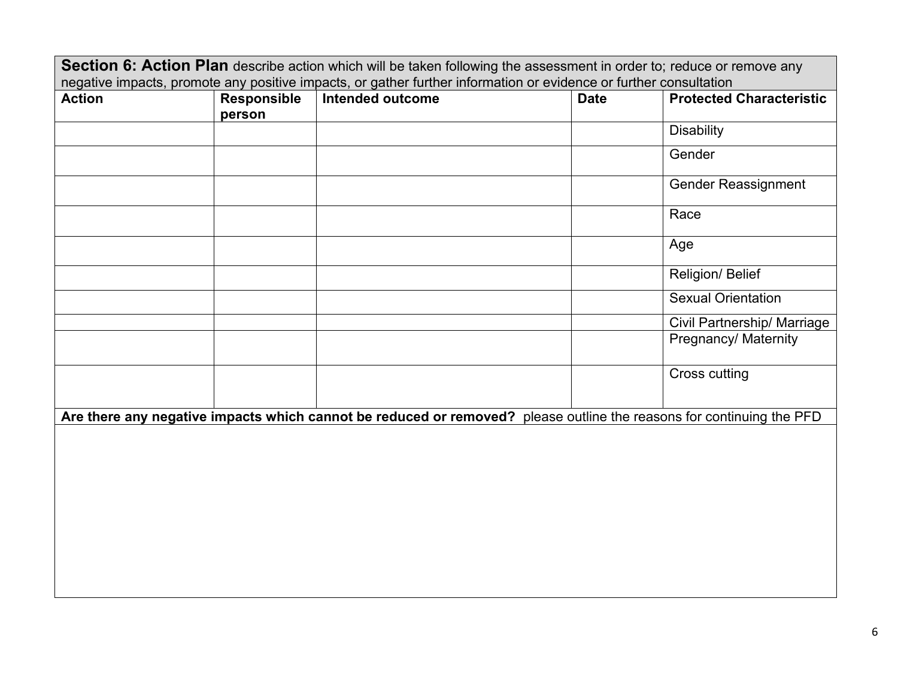**Section 6: Action Plan** describe action which will be taken following the assessment in order to; reduce or remove any negative impacts, promote any positive impacts, or gather further information or evidence or further consultation

| Action | Responsible person | Intended outcome | Date | Protected Characteristic |
|---|---|---|---|---|
| | | | | Disability |
| | | | | Gender |
| | | | | Gender Reassignment |
| | | | | Race |
| | | | | Age |
| | | | | Religion/ Belief |
| | | | | Sexual Orientation |
| | | | | Civil Partnership/ Marriage |
| | | | | Pregnancy/ Maternity |
| | | | | Cross cutting |

**Are there any negative impacts which cannot be reduced or removed?** please outline the reasons for continuing the PFD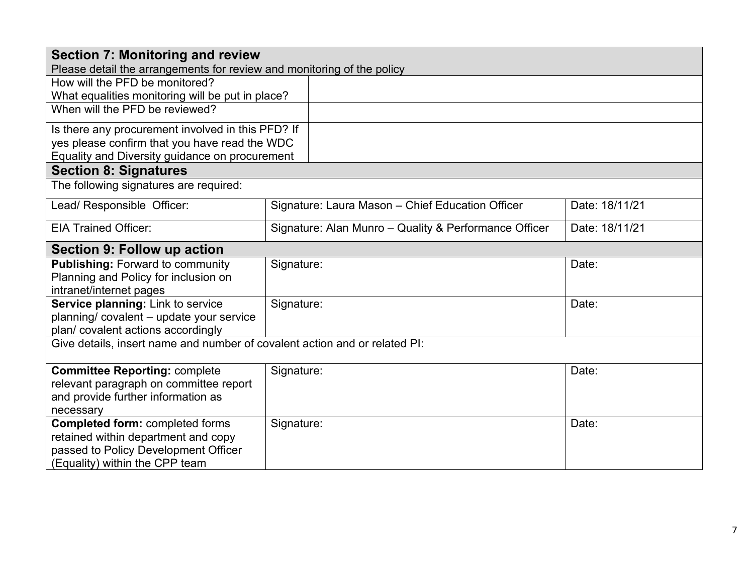## Section 7: Monitoring and review

Please detail the arrangements for review and monitoring of the policy

| | |
|---|---|
| How will the PFD be monitored?<br>What equalities monitoring will be put in place? | |
| When will the PFD be reviewed? | |
| Is there any procurement involved in this PFD? If yes please confirm that you have read the WDC Equality and Diversity guidance on procurement | |

## Section 8: Signatures

The following signatures are required:

| | | |
|---|---|---|
| Lead/ Responsible Officer: | Signature: Laura Mason – Chief Education Officer | Date: 18/11/21 |
| EIA Trained Officer: | Signature: Alan Munro – Quality & Performance Officer | Date: 18/11/21 |

## Section 9: Follow up action

| | | |
|---|---|---|
| **Publishing:** Forward to community Planning and Policy for inclusion on intranet/internet pages | Signature: | Date: |
| **Service planning:** Link to service planning/ covalent – update your service plan/ covalent actions accordingly | Signature: | Date: |
| Give details, insert name and number of covalent action and or related PI: | | |
| **Committee Reporting:** complete relevant paragraph on committee report and provide further information as necessary | Signature: | Date: |
| **Completed form:** completed forms retained within department and copy passed to Policy Development Officer (Equality) within the CPP team | Signature: | Date: |